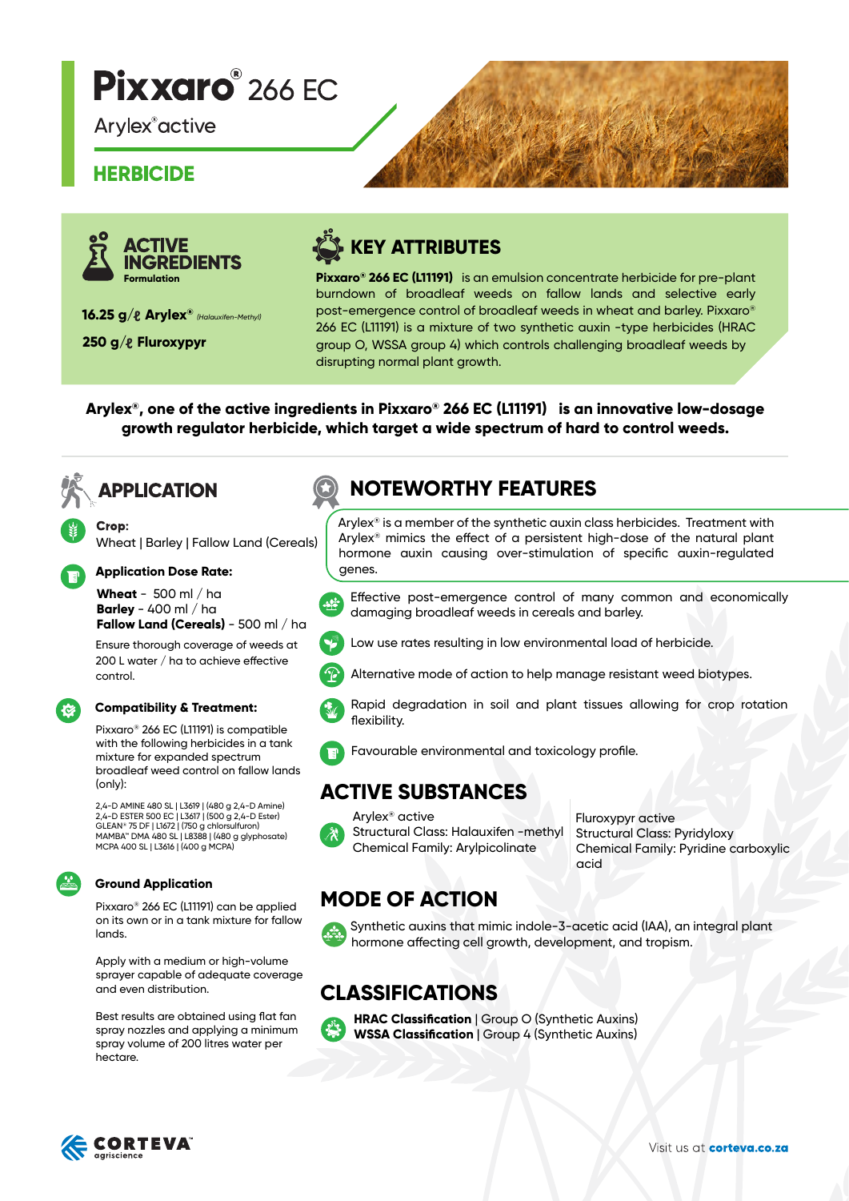# Pixxaro® 266 EC

Arylex® active

## HERBICIDE

### ACTIVE INGREDIENTS

Formulation

**16.25 g/ℓ Arylex®** *(Halauxifen-Methyl)*

**250 g/ℓ Fluroxypyr**

### KEY ATTRIBUTES

**Pixxaro® 266 EC (L11191)** is an emulsion concentrate herbicide for pre-plant burndown of broadleaf weeds on fallow lands and selective early post-emergence control of broadleaf weeds in wheat and barley. Pixxaro® 266 EC (L11191) is a mixture of two synthetic auxin -type herbicides (HRAC group O, WSSA group 4) which controls challenging broadleaf weeds by disrupting normal plant growth.

**Arylex®, one of the active ingredients in Pixxaro® 266 EC (L11191) is an innovative low-dosage growth regulator herbicide, which target a wide spectrum of hard to control weeds.**

## APPLICATION

**Crop:**
Wheat | Barley | Fallow Land (Cereals)

**Application Dose Rate:**

**Wheat** - 500 ml / ha
**Barley** - 400 ml / ha
**Fallow Land (Cereals)** - 500 ml / ha

Ensure thorough coverage of weeds at 200 L water / ha to achieve effective control.

**Compatibility & Treatment:**

Pixxaro® 266 EC (L11191) is compatible with the following herbicides in a tank mixture for expanded spectrum broadleaf weed control on fallow lands (only):

2,4-D AMINE 480 SL | L3619 | (480 g 2,4-D Amine)
2,4-D ESTER 500 EC | L3617 | (500 g 2,4-D Ester)
GLEAN® 75 DF | L1672 | (750 g chlorsulfuron)
MAMBA™ DMA 480 SL | L8388 | (480 g glyphosate)
MCPA 400 SL | L3616 | (400 g MCPA)

**Ground Application**

Pixxaro® 266 EC (L11191) can be applied on its own or in a tank mixture for fallow lands.

Apply with a medium or high-volume sprayer capable of adequate coverage and even distribution.

Best results are obtained using flat fan spray nozzles and applying a minimum spray volume of 200 litres water per hectare.

## NOTEWORTHY FEATURES

Arylex® is a member of the synthetic auxin class herbicides. Treatment with Arylex® mimics the effect of a persistent high-dose of the natural plant hormone auxin causing over-stimulation of specific auxin-regulated genes.

- Effective post-emergence control of many common and economically damaging broadleaf weeds in cereals and barley.
- Low use rates resulting in low environmental load of herbicide.
- Alternative mode of action to help manage resistant weed biotypes.
- Rapid degradation in soil and plant tissues allowing for crop rotation flexibility.
- Favourable environmental and toxicology profile.

## ACTIVE SUBSTANCES

Arylex® active
Structural Class: Halauxifen -methyl
Chemical Family: Arylpicolinate

Fluroxypyr active
Structural Class: Pyridyloxy
Chemical Family: Pyridine carboxylic acid

## MODE OF ACTION

Synthetic auxins that mimic indole-3-acetic acid (IAA), an integral plant hormone affecting cell growth, development, and tropism.

## CLASSIFICATIONS

**HRAC Classification** | Group O (Synthetic Auxins)
**WSSA Classification** | Group 4 (Synthetic Auxins)

CORTEVA agriscience

Visit us at **corteva.co.za**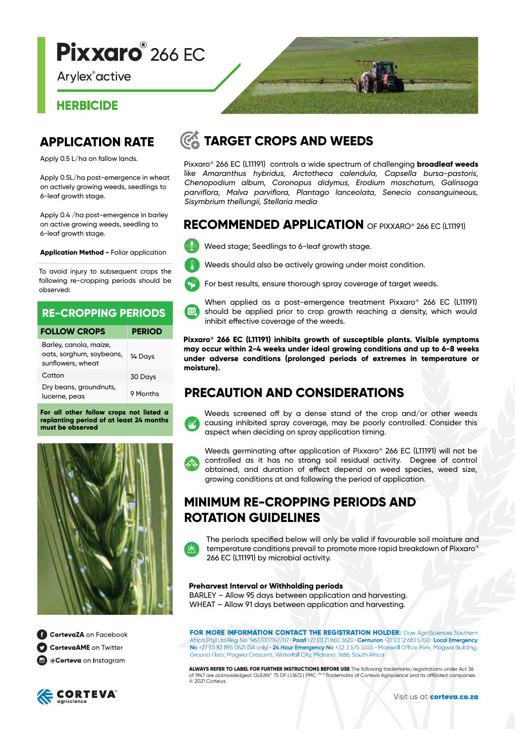# Pixxaro® 266 EC

Arylex® active

## HERBICIDE

## APPLICATION RATE

Apply 0.5 L/ha on fallow lands.

Apply 0.5L/ha post-emergence in wheat on actively growing weeds, seedlings to 6-leaf growth stage.

Apply 0.4 /ha post-emergence in barley on active growing weeds, seedling to 6-leaf growth stage.

**Application Method -** Foliar application

To avoid injury to subsequent crops the following re-cropping periods should be observed:

## RE-CROPPING PERIODS

| FOLLOW CROPS | PERIOD |
|---|---|
| Barley, canola, maize, oats, sorghum, soybeans, sunflowers, wheat | 14 Days |
| Cotton | 30 Days |
| Dry beans, groundnuts, lucerne, peas | 9 Months |

**For all other follow crops not listed a replanting period of at least 24 months must be observed**

## TARGET CROPS AND WEEDS

Pixxaro® 266 EC (L11191) controls a wide spectrum of challenging **broadleaf weeds** like *Amaranthus hybridus, Arctotheca calendula, Capsella bursa-pastoris, Chenopodium album, Coronopus didymus, Erodium moschatum, Galinsoga parviflora, Malva parviflora, Plantago lanceolata, Senecio consanguineous, Sisymbrium thellungii, Stellaria media*

## RECOMMENDED APPLICATION OF PIXXARO® 266 EC (L11191)

- Weed stage; Seedlings to 6-leaf growth stage.
- Weeds should also be actively growing under moist condition.
- For best results, ensure thorough spray coverage of target weeds.
- When applied as a post-emergence treatment Pixxaro® 266 EC (L11191) should be applied prior to crop growth reaching a density, which would inhibit effective coverage of the weeds.

**Pixxaro® 266 EC (L11191) inhibits growth of susceptible plants. Visible symptoms may occur within 2-4 weeks under ideal growing conditions and up to 6-8 weeks under adverse conditions (prolonged periods of extremes in temperature or moisture).**

## PRECAUTION AND CONSIDERATIONS

- Weeds screened off by a dense stand of the crop and/or other weeds causing inhibited spray coverage, may be poorly controlled. Consider this aspect when deciding on spray application timing.
- Weeds germinating after application of Pixxaro® 266 EC (L11191) will not be controlled as it has no strong soil residual activity. Degree of control obtained, and duration of effect depend on weed species, weed size, growing conditions at and following the period of application.

## MINIMUM RE-CROPPING PERIODS AND ROTATION GUIDELINES

- The periods specified below will only be valid if favourable soil moisture and temperature conditions prevail to promote more rapid breakdown of Pixxaro® 266 EC (L11191) by microbial activity.

**Preharvest Interval or Withholding periods**

BARLEY – Allow 95 days between application and harvesting.
WHEAT – Allow 91 days between application and harvesting.

**FOR MORE INFORMATION CONTACT THE REGISTRATION HOLDER:** Dow AgroSciences Southern Africa (Pty) Ltd Reg. No 1967/007147/07 · **Paarl** +27 (0) 21 860 3620 · **Centurion** +27 (0) 12 683 5700 · **Local Emergency No** +27 (0) 82 895 0621 (SA only) · **24 Hour Emergency No** +32 3 575 5555 · Maxwell Office Park, Magwa Building, Ground Floor, Magwa Crescent, Waterfall City, Midrand, 1686, South Africa

**ALWAYS REFER TO LABEL FOR FURTHER INSTRUCTIONS BEFORE USE** The following trademarks/registrations under Act 36 of 1947 are acknowledged: GLEAN® 75 DF | L1672 | FMC ™ ® Trademarks of Corteva Agriscience and its affiliated companies. © 2021 Corteva.

**CortevaZA** on Facebook
**CortevaAME** on Twitter
**@Corteva** on Instagram

CORTEVA agriscience

Visit us at **corteva.co.za**